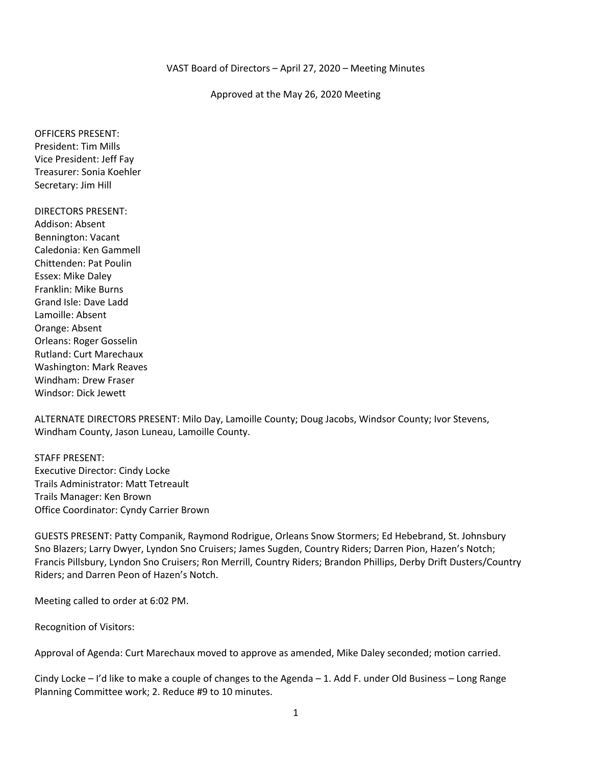VAST Board of Directors – April 27, 2020 – Meeting Minutes

Approved at the May 26, 2020 Meeting

OFFICERS PRESENT:
President: Tim Mills
Vice President: Jeff Fay
Treasurer: Sonia Koehler
Secretary: Jim Hill

DIRECTORS PRESENT:
Addison: Absent
Bennington: Vacant
Caledonia: Ken Gammell
Chittenden: Pat Poulin
Essex: Mike Daley
Franklin: Mike Burns
Grand Isle: Dave Ladd
Lamoille: Absent
Orange: Absent
Orleans: Roger Gosselin
Rutland: Curt Marechaux
Washington: Mark Reaves
Windham: Drew Fraser
Windsor: Dick Jewett

ALTERNATE DIRECTORS PRESENT: Milo Day, Lamoille County; Doug Jacobs, Windsor County; Ivor Stevens, Windham County, Jason Luneau, Lamoille County.

STAFF PRESENT:
Executive Director: Cindy Locke
Trails Administrator: Matt Tetreault
Trails Manager: Ken Brown
Office Coordinator: Cyndy Carrier Brown

GUESTS PRESENT: Patty Companik, Raymond Rodrigue, Orleans Snow Stormers; Ed Hebebrand, St. Johnsbury Sno Blazers; Larry Dwyer, Lyndon Sno Cruisers; James Sugden, Country Riders; Darren Pion, Hazen's Notch; Francis Pillsbury, Lyndon Sno Cruisers; Ron Merrill, Country Riders; Brandon Phillips, Derby Drift Dusters/Country Riders; and Darren Peon of Hazen's Notch.

Meeting called to order at 6:02 PM.

Recognition of Visitors:

Approval of Agenda: Curt Marechaux moved to approve as amended, Mike Daley seconded; motion carried.

Cindy Locke – I'd like to make a couple of changes to the Agenda – 1. Add F. under Old Business – Long Range Planning Committee work; 2. Reduce #9 to 10 minutes.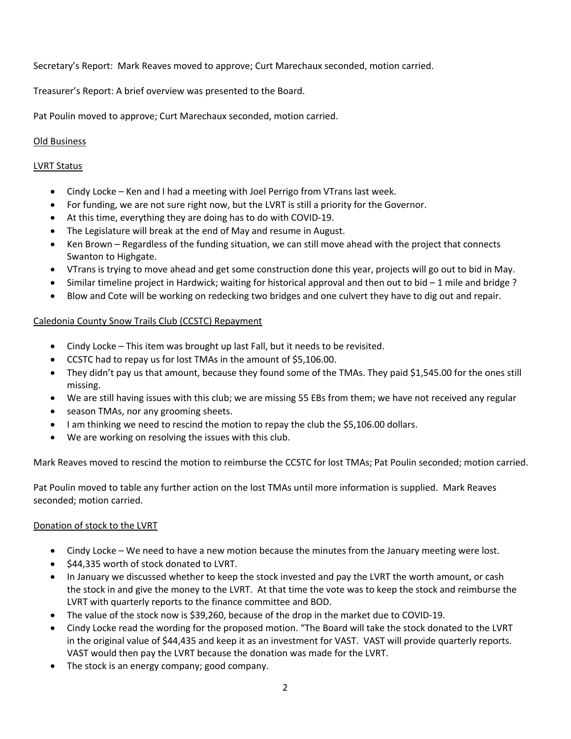Secretary's Report: Mark Reaves moved to approve; Curt Marechaux seconded, motion carried.

Treasurer's Report: A brief overview was presented to the Board.

Pat Poulin moved to approve; Curt Marechaux seconded, motion carried.

Old Business

LVRT Status

- Cindy Locke – Ken and I had a meeting with Joel Perrigo from VTrans last week.
- For funding, we are not sure right now, but the LVRT is still a priority for the Governor.
- At this time, everything they are doing has to do with COVID-19.
- The Legislature will break at the end of May and resume in August.
- Ken Brown – Regardless of the funding situation, we can still move ahead with the project that connects Swanton to Highgate.
- VTrans is trying to move ahead and get some construction done this year, projects will go out to bid in May.
- Similar timeline project in Hardwick; waiting for historical approval and then out to bid – 1 mile and bridge ?
- Blow and Cote will be working on redecking two bridges and one culvert they have to dig out and repair.

Caledonia County Snow Trails Club (CCSTC) Repayment

- Cindy Locke – This item was brought up last Fall, but it needs to be revisited.
- CCSTC had to repay us for lost TMAs in the amount of $5,106.00.
- They didn't pay us that amount, because they found some of the TMAs. They paid $1,545.00 for the ones still missing.
- We are still having issues with this club; we are missing 55 EBs from them; we have not received any regular
- season TMAs, nor any grooming sheets.
- I am thinking we need to rescind the motion to repay the club the $5,106.00 dollars.
- We are working on resolving the issues with this club.

Mark Reaves moved to rescind the motion to reimburse the CCSTC for lost TMAs; Pat Poulin seconded; motion carried.

Pat Poulin moved to table any further action on the lost TMAs until more information is supplied. Mark Reaves seconded; motion carried.

Donation of stock to the LVRT

- Cindy Locke – We need to have a new motion because the minutes from the January meeting were lost.
- $44,335 worth of stock donated to LVRT.
- In January we discussed whether to keep the stock invested and pay the LVRT the worth amount, or cash the stock in and give the money to the LVRT. At that time the vote was to keep the stock and reimburse the LVRT with quarterly reports to the finance committee and BOD.
- The value of the stock now is $39,260, because of the drop in the market due to COVID-19.
- Cindy Locke read the wording for the proposed motion. "The Board will take the stock donated to the LVRT in the original value of $44,435 and keep it as an investment for VAST. VAST will provide quarterly reports. VAST would then pay the LVRT because the donation was made for the LVRT.
- The stock is an energy company; good company.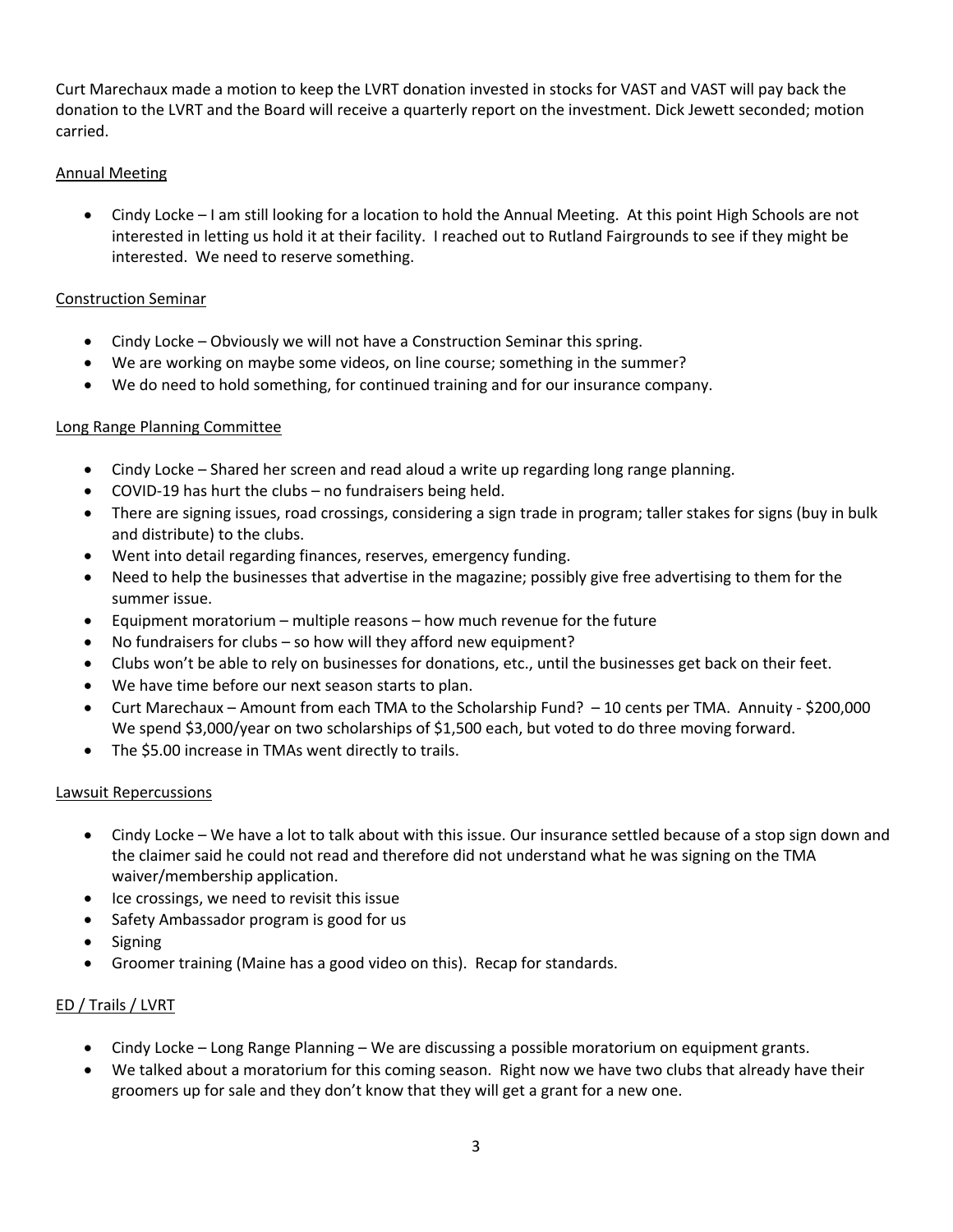Curt Marechaux made a motion to keep the LVRT donation invested in stocks for VAST and VAST will pay back the donation to the LVRT and the Board will receive a quarterly report on the investment. Dick Jewett seconded; motion carried.

Annual Meeting

- Cindy Locke – I am still looking for a location to hold the Annual Meeting. At this point High Schools are not interested in letting us hold it at their facility. I reached out to Rutland Fairgrounds to see if they might be interested. We need to reserve something.

Construction Seminar

- Cindy Locke – Obviously we will not have a Construction Seminar this spring.
- We are working on maybe some videos, on line course; something in the summer?
- We do need to hold something, for continued training and for our insurance company.

Long Range Planning Committee

- Cindy Locke – Shared her screen and read aloud a write up regarding long range planning.
- COVID-19 has hurt the clubs – no fundraisers being held.
- There are signing issues, road crossings, considering a sign trade in program; taller stakes for signs (buy in bulk and distribute) to the clubs.
- Went into detail regarding finances, reserves, emergency funding.
- Need to help the businesses that advertise in the magazine; possibly give free advertising to them for the summer issue.
- Equipment moratorium – multiple reasons – how much revenue for the future
- No fundraisers for clubs – so how will they afford new equipment?
- Clubs won't be able to rely on businesses for donations, etc., until the businesses get back on their feet.
- We have time before our next season starts to plan.
- Curt Marechaux – Amount from each TMA to the Scholarship Fund? – 10 cents per TMA. Annuity - $200,000 We spend $3,000/year on two scholarships of $1,500 each, but voted to do three moving forward.
- The $5.00 increase in TMAs went directly to trails.

Lawsuit Repercussions

- Cindy Locke – We have a lot to talk about with this issue. Our insurance settled because of a stop sign down and the claimer said he could not read and therefore did not understand what he was signing on the TMA waiver/membership application.
- Ice crossings, we need to revisit this issue
- Safety Ambassador program is good for us
- Signing
- Groomer training (Maine has a good video on this). Recap for standards.

ED / Trails / LVRT

- Cindy Locke – Long Range Planning – We are discussing a possible moratorium on equipment grants.
- We talked about a moratorium for this coming season. Right now we have two clubs that already have their groomers up for sale and they don't know that they will get a grant for a new one.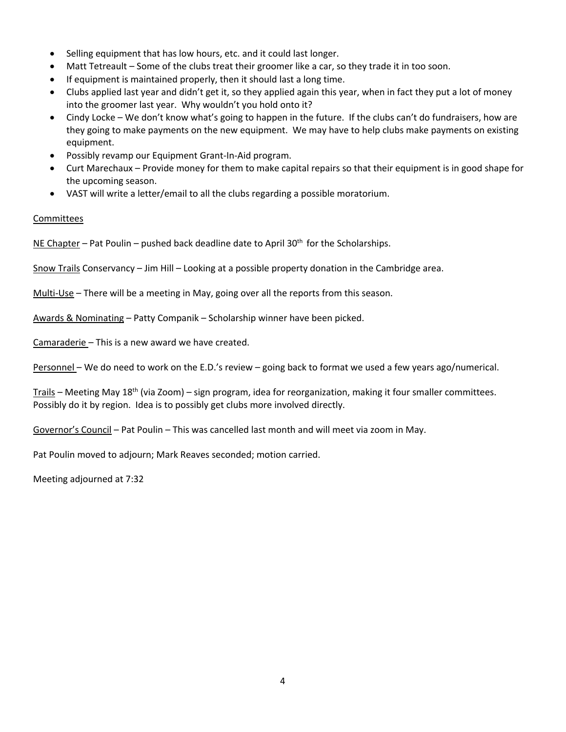- Selling equipment that has low hours, etc. and it could last longer.
- Matt Tetreault – Some of the clubs treat their groomer like a car, so they trade it in too soon.
- If equipment is maintained properly, then it should last a long time.
- Clubs applied last year and didn't get it, so they applied again this year, when in fact they put a lot of money into the groomer last year. Why wouldn't you hold onto it?
- Cindy Locke – We don't know what's going to happen in the future. If the clubs can't do fundraisers, how are they going to make payments on the new equipment. We may have to help clubs make payments on existing equipment.
- Possibly revamp our Equipment Grant-In-Aid program.
- Curt Marechaux – Provide money for them to make capital repairs so that their equipment is in good shape for the upcoming season.
- VAST will write a letter/email to all the clubs regarding a possible moratorium.

Committees

NE Chapter – Pat Poulin – pushed back deadline date to April 30th for the Scholarships.

Snow Trails Conservancy – Jim Hill – Looking at a possible property donation in the Cambridge area.

Multi-Use – There will be a meeting in May, going over all the reports from this season.

Awards & Nominating – Patty Companik – Scholarship winner have been picked.

Camaraderie – This is a new award we have created.

Personnel – We do need to work on the E.D.'s review – going back to format we used a few years ago/numerical.

Trails – Meeting May 18th (via Zoom) – sign program, idea for reorganization, making it four smaller committees. Possibly do it by region. Idea is to possibly get clubs more involved directly.

Governor's Council – Pat Poulin – This was cancelled last month and will meet via zoom in May.

Pat Poulin moved to adjourn; Mark Reaves seconded; motion carried.

Meeting adjourned at 7:32